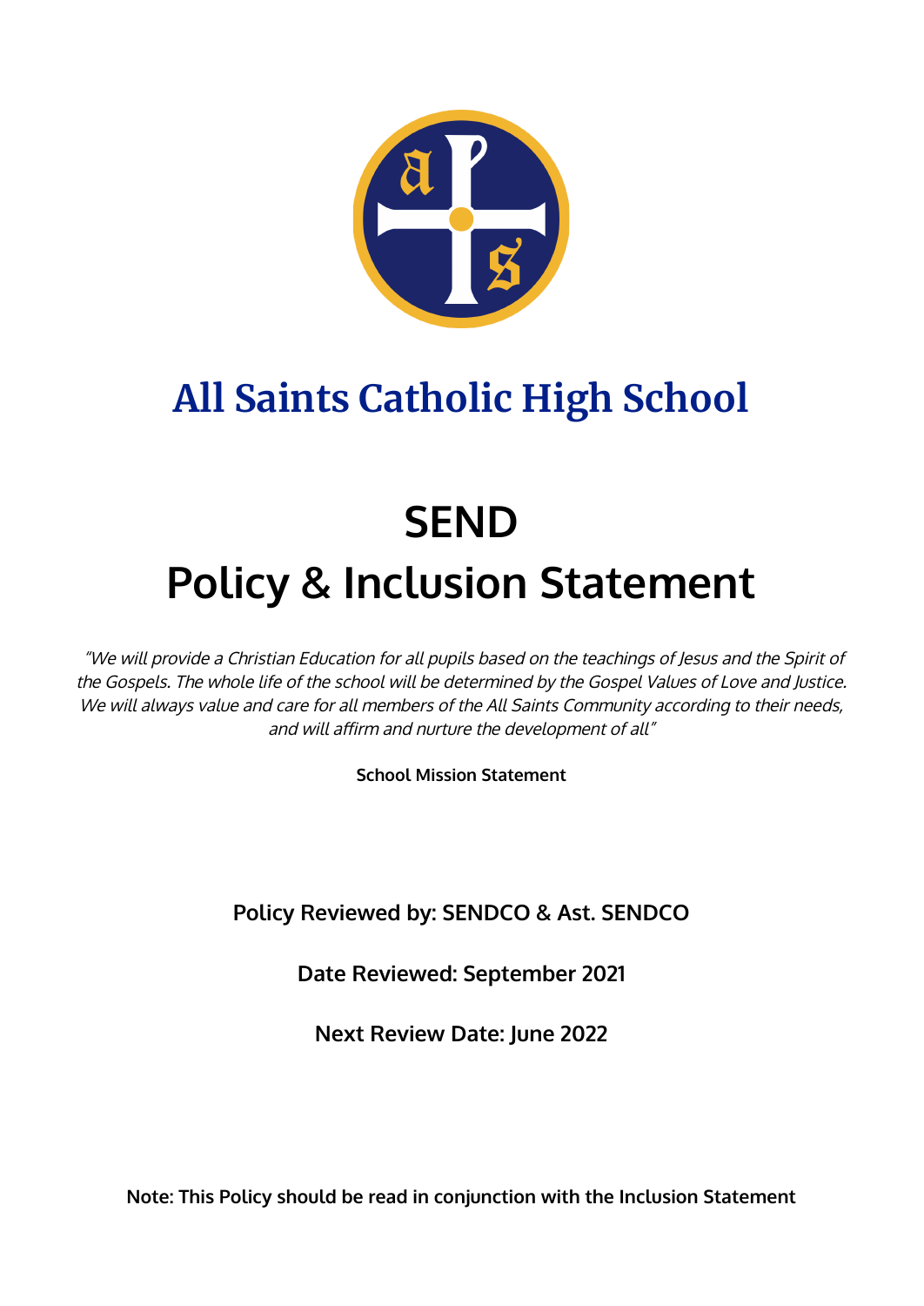# All Saints Catholic High School

# SEND

# Policy & Inclusion Statement

*"We will provide a Christian Education for all pupils based on the teachings of Jesus and the Spirit of the Gospels. The whole life of the school will be determined by the Gospel Values of Love and Justice. We will always value and care for all members of the All Saints Community according to their needs, and will affirm and nurture the development of all"*

**School Mission Statement**

**Policy Reviewed by: SENDCO & Ast. SENDCO**

**Date Reviewed: September 2021**

**Next Review Date: June 2022**

**Note: This Policy should be read in conjunction with the Inclusion Statement**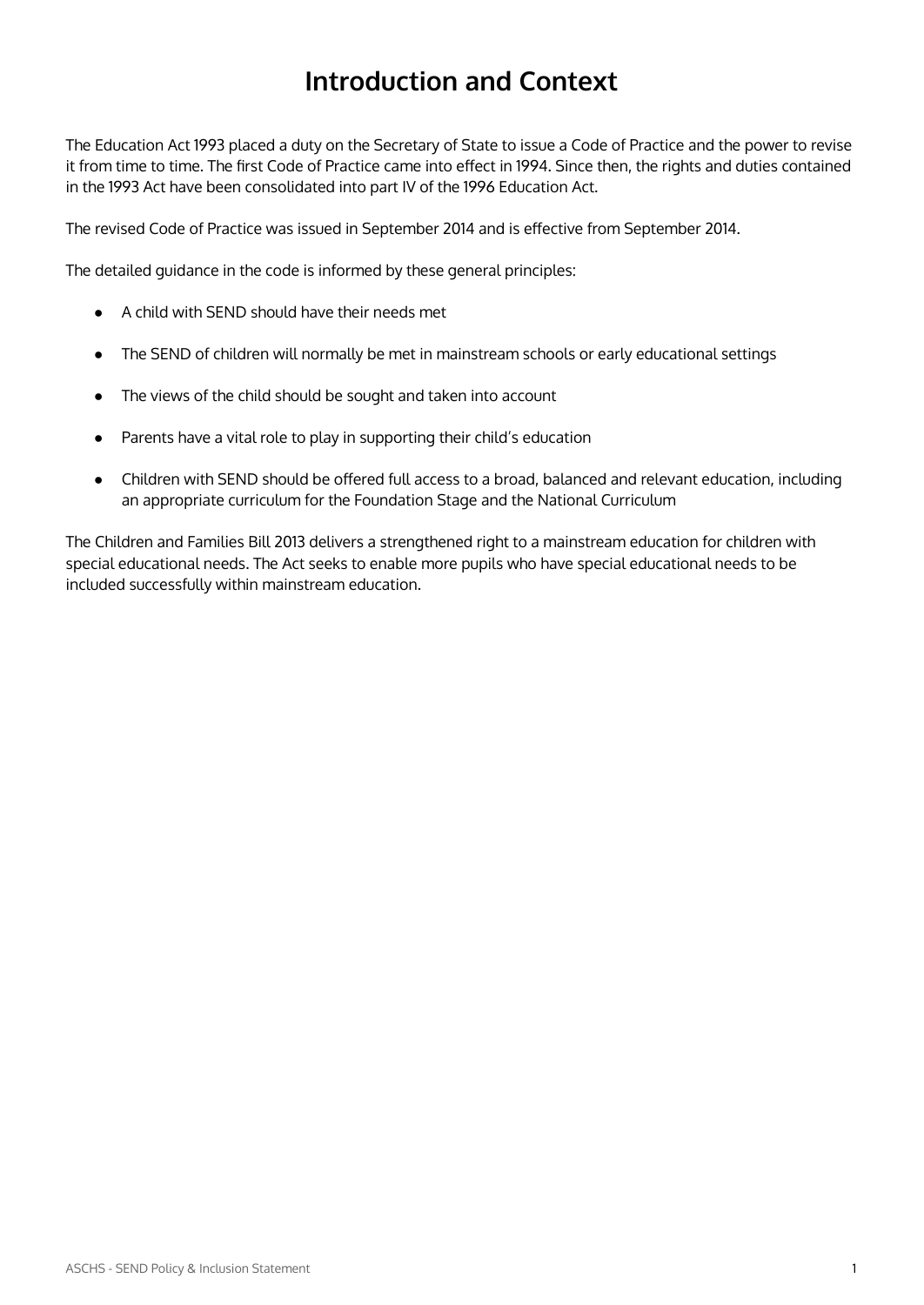# Introduction and Context

The Education Act 1993 placed a duty on the Secretary of State to issue a Code of Practice and the power to revise it from time to time. The first Code of Practice came into effect in 1994. Since then, the rights and duties contained in the 1993 Act have been consolidated into part IV of the 1996 Education Act.

The revised Code of Practice was issued in September 2014 and is effective from September 2014.

The detailed guidance in the code is informed by these general principles:

- A child with SEND should have their needs met
- The SEND of children will normally be met in mainstream schools or early educational settings
- The views of the child should be sought and taken into account
- Parents have a vital role to play in supporting their child's education
- Children with SEND should be offered full access to a broad, balanced and relevant education, including an appropriate curriculum for the Foundation Stage and the National Curriculum

The Children and Families Bill 2013 delivers a strengthened right to a mainstream education for children with special educational needs. The Act seeks to enable more pupils who have special educational needs to be included successfully within mainstream education.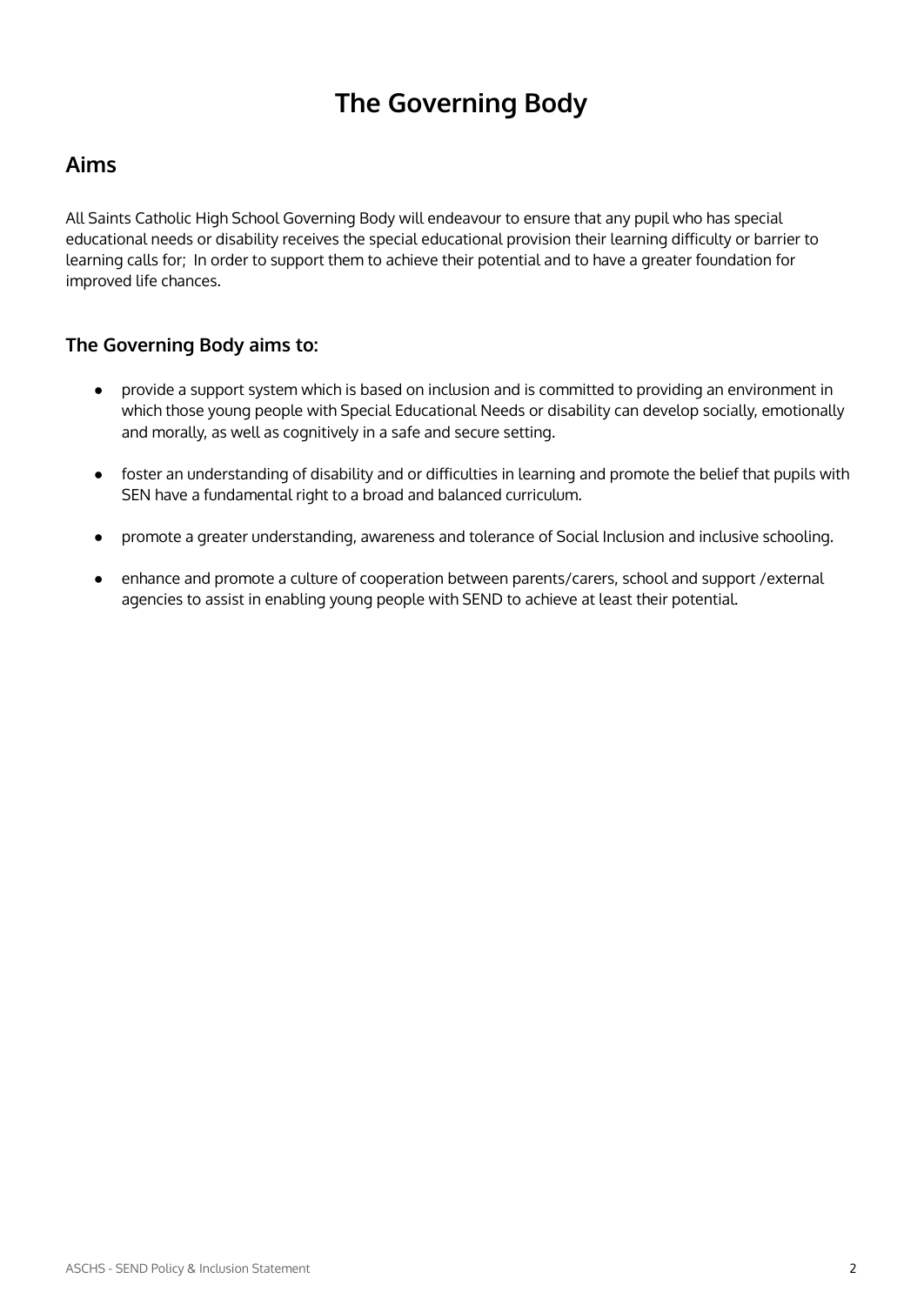# The Governing Body

## Aims

All Saints Catholic High School Governing Body will endeavour to ensure that any pupil who has special educational needs or disability receives the special educational provision their learning difficulty or barrier to learning calls for;  In order to support them to achieve their potential and to have a greater foundation for improved life chances.

### The Governing Body aims to:

- provide a support system which is based on inclusion and is committed to providing an environment in which those young people with Special Educational Needs or disability can develop socially, emotionally and morally, as well as cognitively in a safe and secure setting.
- foster an understanding of disability and or difficulties in learning and promote the belief that pupils with SEN have a fundamental right to a broad and balanced curriculum.
- promote a greater understanding, awareness and tolerance of Social Inclusion and inclusive schooling.
- enhance and promote a culture of cooperation between parents/carers, school and support /external agencies to assist in enabling young people with SEND to achieve at least their potential.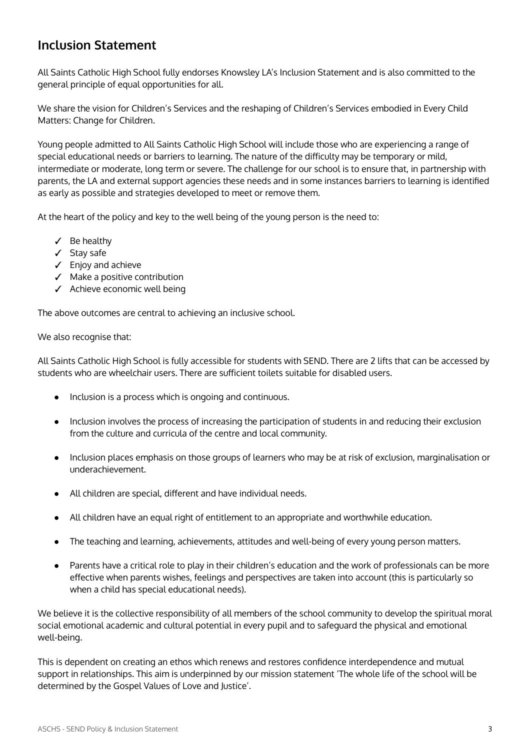## Inclusion Statement

All Saints Catholic High School fully endorses Knowsley LA's Inclusion Statement and is also committed to the general principle of equal opportunities for all.

We share the vision for Children's Services and the reshaping of Children's Services embodied in Every Child Matters: Change for Children.

Young people admitted to All Saints Catholic High School will include those who are experiencing a range of special educational needs or barriers to learning. The nature of the difficulty may be temporary or mild, intermediate or moderate, long term or severe. The challenge for our school is to ensure that, in partnership with parents, the LA and external support agencies these needs and in some instances barriers to learning is identified as early as possible and strategies developed to meet or remove them.

At the heart of the policy and key to the well being of the young person is the need to:

- ✓ Be healthy
- ✓ Stay safe
- ✓ Enjoy and achieve
- ✓ Make a positive contribution
- ✓ Achieve economic well being

The above outcomes are central to achieving an inclusive school.

We also recognise that:

All Saints Catholic High School is fully accessible for students with SEND. There are 2 lifts that can be accessed by students who are wheelchair users. There are sufficient toilets suitable for disabled users.

- Inclusion is a process which is ongoing and continuous.
- Inclusion involves the process of increasing the participation of students in and reducing their exclusion from the culture and curricula of the centre and local community.
- Inclusion places emphasis on those groups of learners who may be at risk of exclusion, marginalisation or underachievement.
- All children are special, different and have individual needs.
- All children have an equal right of entitlement to an appropriate and worthwhile education.
- The teaching and learning, achievements, attitudes and well-being of every young person matters.
- Parents have a critical role to play in their children's education and the work of professionals can be more effective when parents wishes, feelings and perspectives are taken into account (this is particularly so when a child has special educational needs).

We believe it is the collective responsibility of all members of the school community to develop the spiritual moral social emotional academic and cultural potential in every pupil and to safeguard the physical and emotional well-being.

This is dependent on creating an ethos which renews and restores confidence interdependence and mutual support in relationships. This aim is underpinned by our mission statement 'The whole life of the school will be determined by the Gospel Values of Love and Justice'.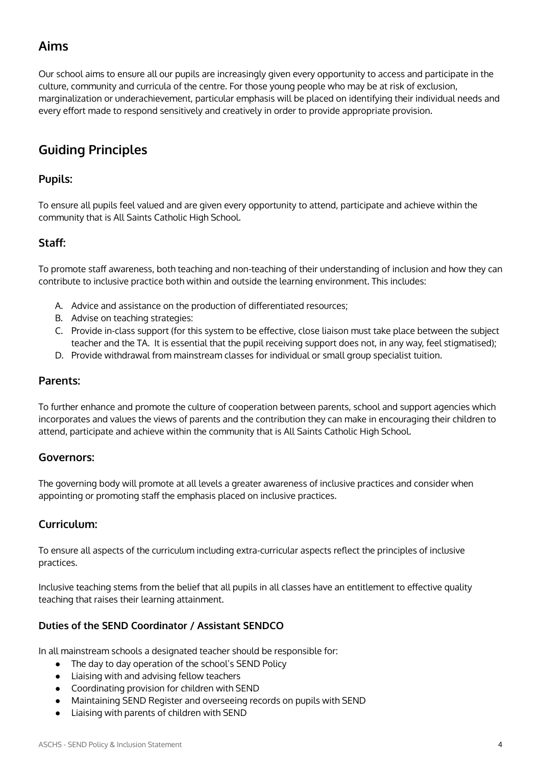## Aims

Our school aims to ensure all our pupils are increasingly given every opportunity to access and participate in the culture, community and curricula of the centre. For those young people who may be at risk of exclusion, marginalization or underachievement, particular emphasis will be placed on identifying their individual needs and every effort made to respond sensitively and creatively in order to provide appropriate provision.

## Guiding Principles

### Pupils:

To ensure all pupils feel valued and are given every opportunity to attend, participate and achieve within the community that is All Saints Catholic High School.

### Staff:

To promote staff awareness, both teaching and non-teaching of their understanding of inclusion and how they can contribute to inclusive practice both within and outside the learning environment. This includes:

A. Advice and assistance on the production of differentiated resources;
B. Advise on teaching strategies:
C. Provide in-class support (for this system to be effective, close liaison must take place between the subject teacher and the TA. It is essential that the pupil receiving support does not, in any way, feel stigmatised);
D. Provide withdrawal from mainstream classes for individual or small group specialist tuition.

### Parents:

To further enhance and promote the culture of cooperation between parents, school and support agencies which incorporates and values the views of parents and the contribution they can make in encouraging their children to attend, participate and achieve within the community that is All Saints Catholic High School.

### Governors:

The governing body will promote at all levels a greater awareness of inclusive practices and consider when appointing or promoting staff the emphasis placed on inclusive practices.

### Curriculum:

To ensure all aspects of the curriculum including extra-curricular aspects reflect the principles of inclusive practices.

Inclusive teaching stems from the belief that all pupils in all classes have an entitlement to effective quality teaching that raises their learning attainment.

#### Duties of the SEND Coordinator / Assistant SENDCO

In all mainstream schools a designated teacher should be responsible for:

- The day to day operation of the school's SEND Policy
- Liaising with and advising fellow teachers
- Coordinating provision for children with SEND
- Maintaining SEND Register and overseeing records on pupils with SEND
- Liaising with parents of children with SEND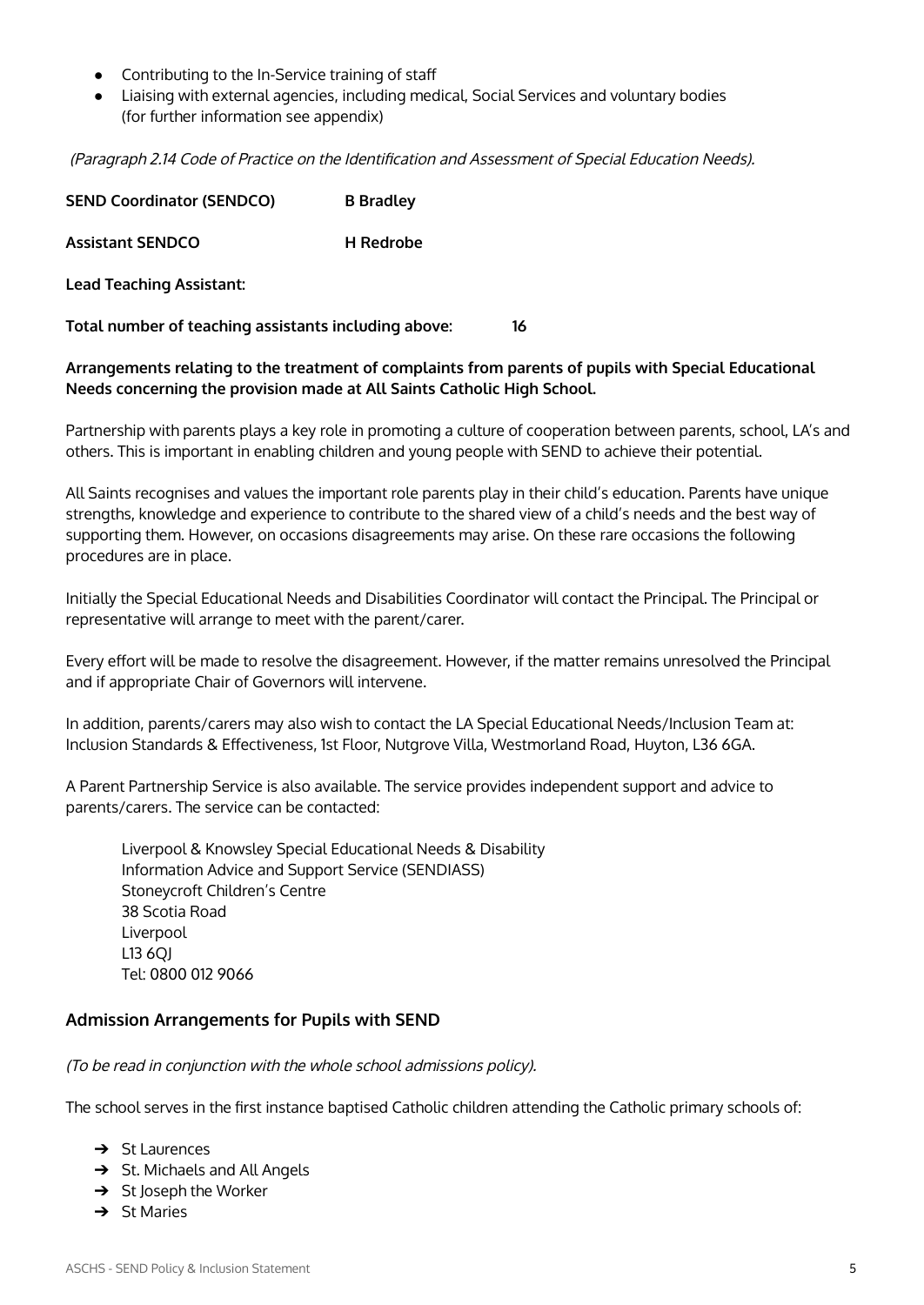- Contributing to the In-Service training of staff
- Liaising with external agencies, including medical, Social Services and voluntary bodies (for further information see appendix)

*(Paragraph 2.14 Code of Practice on the Identification and Assessment of Special Education Needs).*

**SEND Coordinator (SENDCO)** **B Bradley**

**Assistant SENDCO** **H Redrobe**

**Lead Teaching Assistant:**

**Total number of teaching assistants including above:** **16**

**Arrangements relating to the treatment of complaints from parents of pupils with Special Educational Needs concerning the provision made at All Saints Catholic High School.**

Partnership with parents plays a key role in promoting a culture of cooperation between parents, school, LA's and others. This is important in enabling children and young people with SEND to achieve their potential.

All Saints recognises and values the important role parents play in their child's education. Parents have unique strengths, knowledge and experience to contribute to the shared view of a child's needs and the best way of supporting them. However, on occasions disagreements may arise. On these rare occasions the following procedures are in place.

Initially the Special Educational Needs and Disabilities Coordinator will contact the Principal. The Principal or representative will arrange to meet with the parent/carer.

Every effort will be made to resolve the disagreement. However, if the matter remains unresolved the Principal and if appropriate Chair of Governors will intervene.

In addition, parents/carers may also wish to contact the LA Special Educational Needs/Inclusion Team at: Inclusion Standards & Effectiveness, 1st Floor, Nutgrove Villa, Westmorland Road, Huyton, L36 6GA.

A Parent Partnership Service is also available. The service provides independent support and advice to parents/carers. The service can be contacted:

Liverpool & Knowsley Special Educational Needs & Disability
Information Advice and Support Service (SENDIASS)
Stoneycroft Children's Centre
38 Scotia Road
Liverpool
L13 6QJ
Tel: 0800 012 9066

## Admission Arrangements for Pupils with SEND

*(To be read in conjunction with the whole school admissions policy).*

The school serves in the first instance baptised Catholic children attending the Catholic primary schools of:

- ➔ St Laurences
- ➔ St. Michaels and All Angels
- ➔ St Joseph the Worker
- ➔ St Maries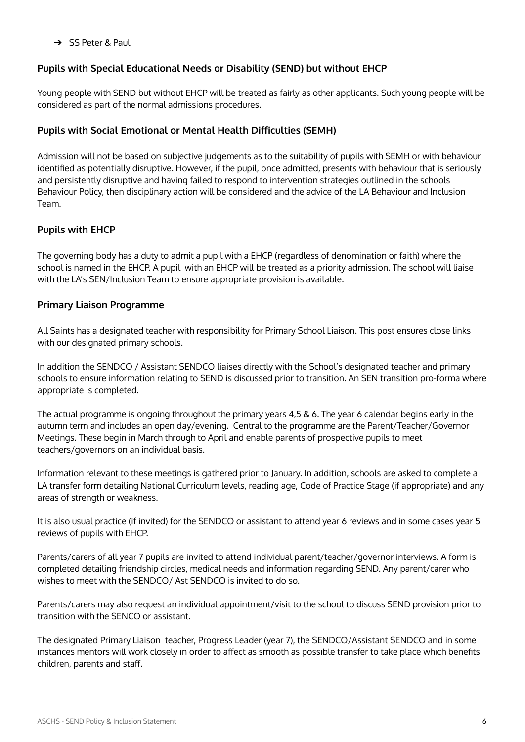- ➔ SS Peter & Paul

### Pupils with Special Educational Needs or Disability (SEND) but without EHCP

Young people with SEND but without EHCP will be treated as fairly as other applicants. Such young people will be considered as part of the normal admissions procedures.

### Pupils with Social Emotional or Mental Health Difficulties (SEMH)

Admission will not be based on subjective judgements as to the suitability of pupils with SEMH or with behaviour identified as potentially disruptive. However, if the pupil, once admitted, presents with behaviour that is seriously and persistently disruptive and having failed to respond to intervention strategies outlined in the schools Behaviour Policy, then disciplinary action will be considered and the advice of the LA Behaviour and Inclusion Team.

### Pupils with EHCP

The governing body has a duty to admit a pupil with a EHCP (regardless of denomination or faith) where the school is named in the EHCP. A pupil with an EHCP will be treated as a priority admission. The school will liaise with the LA's SEN/Inclusion Team to ensure appropriate provision is available.

### Primary Liaison Programme

All Saints has a designated teacher with responsibility for Primary School Liaison. This post ensures close links with our designated primary schools.

In addition the SENDCO / Assistant SENDCO liaises directly with the School's designated teacher and primary schools to ensure information relating to SEND is discussed prior to transition. An SEN transition pro-forma where appropriate is completed.

The actual programme is ongoing throughout the primary years 4,5 & 6. The year 6 calendar begins early in the autumn term and includes an open day/evening. Central to the programme are the Parent/Teacher/Governor Meetings. These begin in March through to April and enable parents of prospective pupils to meet teachers/governors on an individual basis.

Information relevant to these meetings is gathered prior to January. In addition, schools are asked to complete a LA transfer form detailing National Curriculum levels, reading age, Code of Practice Stage (if appropriate) and any areas of strength or weakness.

It is also usual practice (if invited) for the SENDCO or assistant to attend year 6 reviews and in some cases year 5 reviews of pupils with EHCP.

Parents/carers of all year 7 pupils are invited to attend individual parent/teacher/governor interviews. A form is completed detailing friendship circles, medical needs and information regarding SEND. Any parent/carer who wishes to meet with the SENDCO/ Ast SENDCO is invited to do so.

Parents/carers may also request an individual appointment/visit to the school to discuss SEND provision prior to transition with the SENCO or assistant.

The designated Primary Liaison teacher, Progress Leader (year 7), the SENDCO/Assistant SENDCO and in some instances mentors will work closely in order to affect as smooth as possible transfer to take place which benefits children, parents and staff.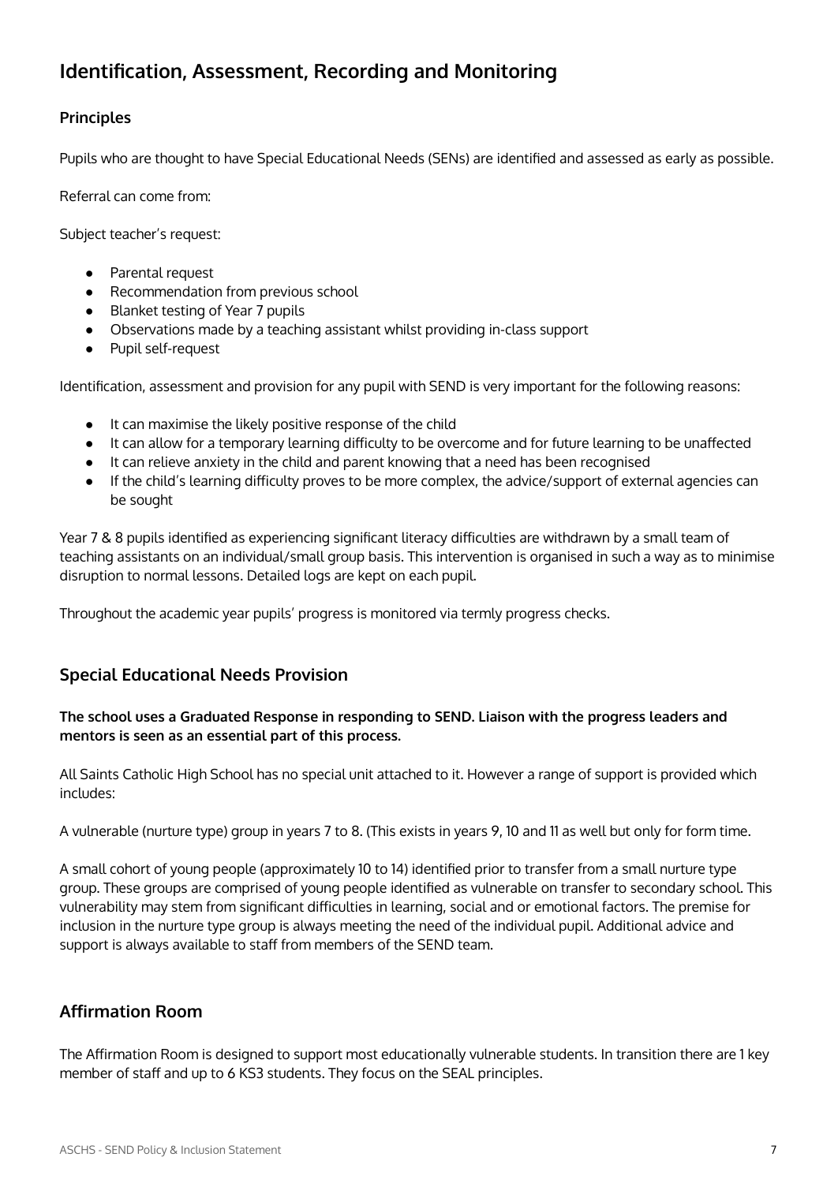## Identification, Assessment, Recording and Monitoring

### Principles

Pupils who are thought to have Special Educational Needs (SENs) are identified and assessed as early as possible.

Referral can come from:

Subject teacher's request:

- Parental request
- Recommendation from previous school
- Blanket testing of Year 7 pupils
- Observations made by a teaching assistant whilst providing in-class support
- Pupil self-request

Identification, assessment and provision for any pupil with SEND is very important for the following reasons:

- It can maximise the likely positive response of the child
- It can allow for a temporary learning difficulty to be overcome and for future learning to be unaffected
- It can relieve anxiety in the child and parent knowing that a need has been recognised
- If the child's learning difficulty proves to be more complex, the advice/support of external agencies can be sought

Year 7 & 8 pupils identified as experiencing significant literacy difficulties are withdrawn by a small team of teaching assistants on an individual/small group basis. This intervention is organised in such a way as to minimise disruption to normal lessons. Detailed logs are kept on each pupil.

Throughout the academic year pupils' progress is monitored via termly progress checks.

## Special Educational Needs Provision

**The school uses a Graduated Response in responding to SEND. Liaison with the progress leaders and mentors is seen as an essential part of this process.**

All Saints Catholic High School has no special unit attached to it. However a range of support is provided which includes:

A vulnerable (nurture type) group in years 7 to 8. (This exists in years 9, 10 and 11 as well but only for form time.

A small cohort of young people (approximately 10 to 14) identified prior to transfer from a small nurture type group. These groups are comprised of young people identified as vulnerable on transfer to secondary school. This vulnerability may stem from significant difficulties in learning, social and or emotional factors. The premise for inclusion in the nurture type group is always meeting the need of the individual pupil. Additional advice and support is always available to staff from members of the SEND team.

## Affirmation Room

The Affirmation Room is designed to support most educationally vulnerable students. In transition there are 1 key member of staff and up to 6 KS3 students. They focus on the SEAL principles.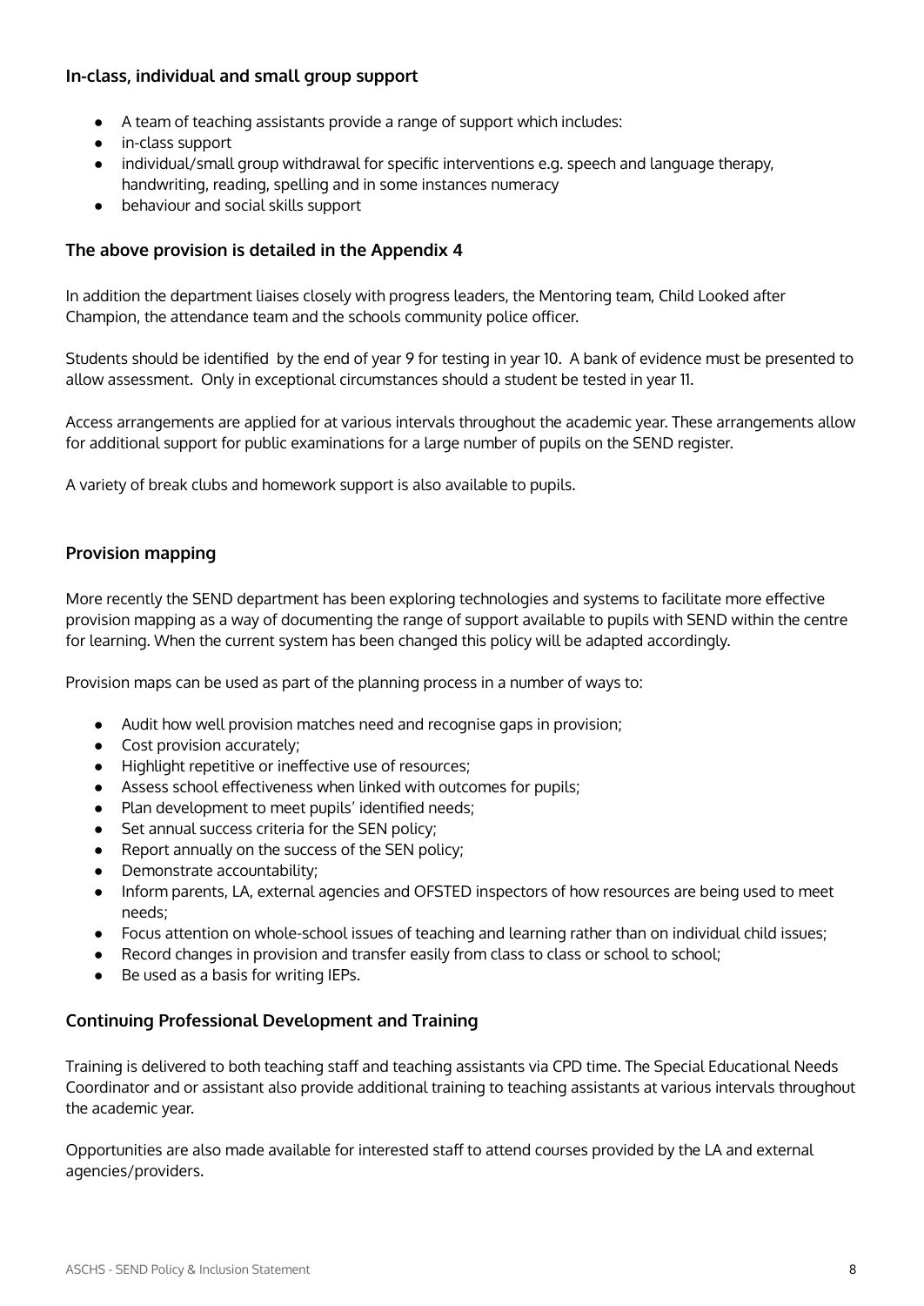### In-class, individual and small group support

- A team of teaching assistants provide a range of support which includes:
- in-class support
- individual/small group withdrawal for specific interventions e.g. speech and language therapy, handwriting, reading, spelling and in some instances numeracy
- behaviour and social skills support

### The above provision is detailed in the Appendix 4

In addition the department liaises closely with progress leaders, the Mentoring team, Child Looked after Champion, the attendance team and the schools community police officer.

Students should be identified by the end of year 9 for testing in year 10. A bank of evidence must be presented to allow assessment. Only in exceptional circumstances should a student be tested in year 11.

Access arrangements are applied for at various intervals throughout the academic year. These arrangements allow for additional support for public examinations for a large number of pupils on the SEND register.

A variety of break clubs and homework support is also available to pupils.

### Provision mapping

More recently the SEND department has been exploring technologies and systems to facilitate more effective provision mapping as a way of documenting the range of support available to pupils with SEND within the centre for learning. When the current system has been changed this policy will be adapted accordingly.

Provision maps can be used as part of the planning process in a number of ways to:

- Audit how well provision matches need and recognise gaps in provision;
- Cost provision accurately;
- Highlight repetitive or ineffective use of resources;
- Assess school effectiveness when linked with outcomes for pupils;
- Plan development to meet pupils' identified needs;
- Set annual success criteria for the SEN policy;
- Report annually on the success of the SEN policy;
- Demonstrate accountability;
- Inform parents, LA, external agencies and OFSTED inspectors of how resources are being used to meet needs;
- Focus attention on whole-school issues of teaching and learning rather than on individual child issues;
- Record changes in provision and transfer easily from class to class or school to school;
- Be used as a basis for writing IEPs.

### Continuing Professional Development and Training

Training is delivered to both teaching staff and teaching assistants via CPD time. The Special Educational Needs Coordinator and or assistant also provide additional training to teaching assistants at various intervals throughout the academic year.

Opportunities are also made available for interested staff to attend courses provided by the LA and external agencies/providers.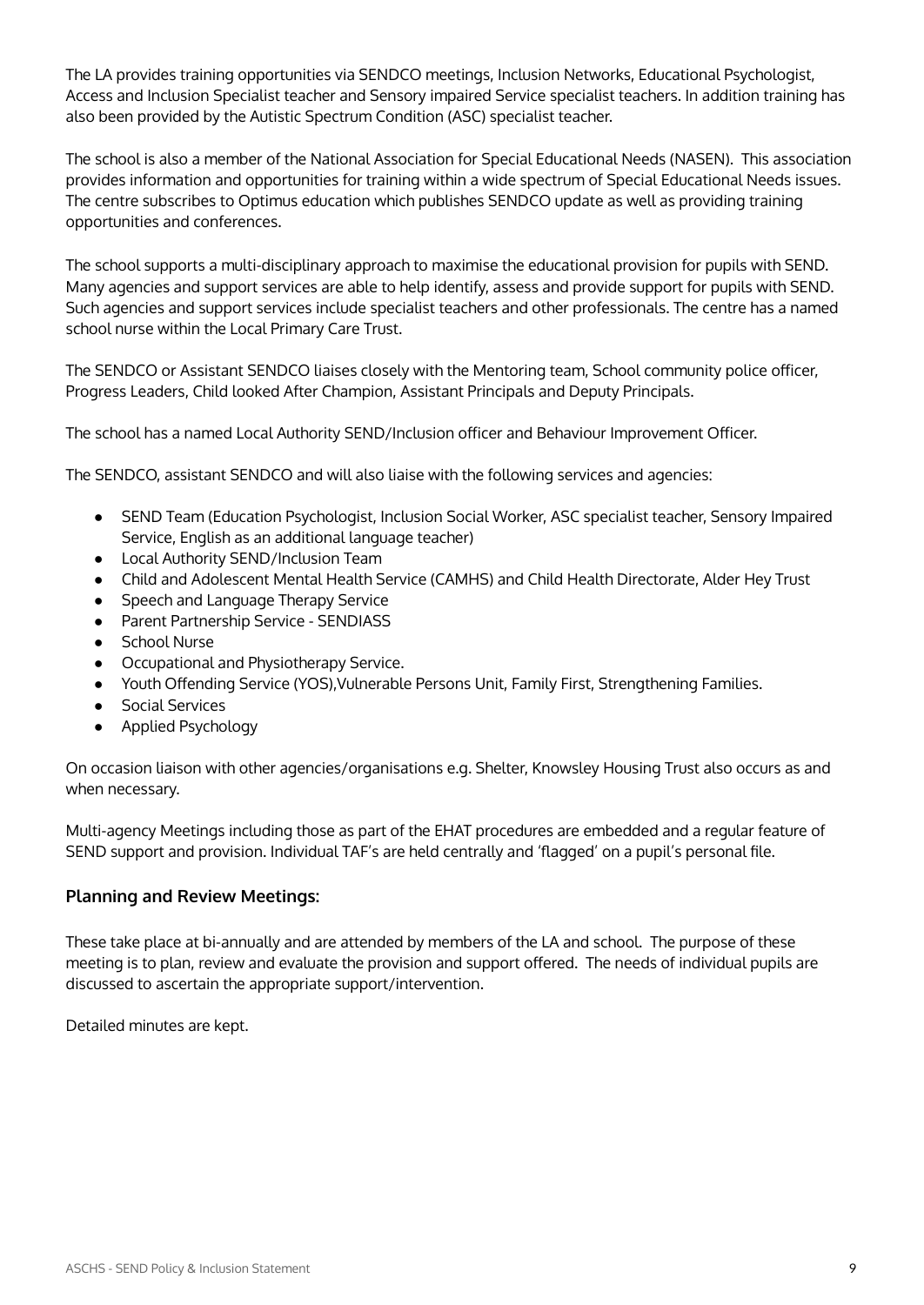The LA provides training opportunities via SENDCO meetings, Inclusion Networks, Educational Psychologist, Access and Inclusion Specialist teacher and Sensory impaired Service specialist teachers. In addition training has also been provided by the Autistic Spectrum Condition (ASC) specialist teacher.

The school is also a member of the National Association for Special Educational Needs (NASEN). This association provides information and opportunities for training within a wide spectrum of Special Educational Needs issues. The centre subscribes to Optimus education which publishes SENDCO update as well as providing training opportunities and conferences.

The school supports a multi-disciplinary approach to maximise the educational provision for pupils with SEND. Many agencies and support services are able to help identify, assess and provide support for pupils with SEND. Such agencies and support services include specialist teachers and other professionals. The centre has a named school nurse within the Local Primary Care Trust.

The SENDCO or Assistant SENDCO liaises closely with the Mentoring team, School community police officer, Progress Leaders, Child looked After Champion, Assistant Principals and Deputy Principals.

The school has a named Local Authority SEND/Inclusion officer and Behaviour Improvement Officer.

The SENDCO, assistant SENDCO and will also liaise with the following services and agencies:

- SEND Team (Education Psychologist, Inclusion Social Worker, ASC specialist teacher, Sensory Impaired Service, English as an additional language teacher)
- Local Authority SEND/Inclusion Team
- Child and Adolescent Mental Health Service (CAMHS) and Child Health Directorate, Alder Hey Trust
- Speech and Language Therapy Service
- Parent Partnership Service - SENDIASS
- School Nurse
- Occupational and Physiotherapy Service.
- Youth Offending Service (YOS),Vulnerable Persons Unit, Family First, Strengthening Families.
- Social Services
- Applied Psychology

On occasion liaison with other agencies/organisations e.g. Shelter, Knowsley Housing Trust also occurs as and when necessary.

Multi-agency Meetings including those as part of the EHAT procedures are embedded and a regular feature of SEND support and provision. Individual TAF's are held centrally and 'flagged' on a pupil's personal file.

### Planning and Review Meetings:

These take place at bi-annually and are attended by members of the LA and school. The purpose of these meeting is to plan, review and evaluate the provision and support offered. The needs of individual pupils are discussed to ascertain the appropriate support/intervention.

Detailed minutes are kept.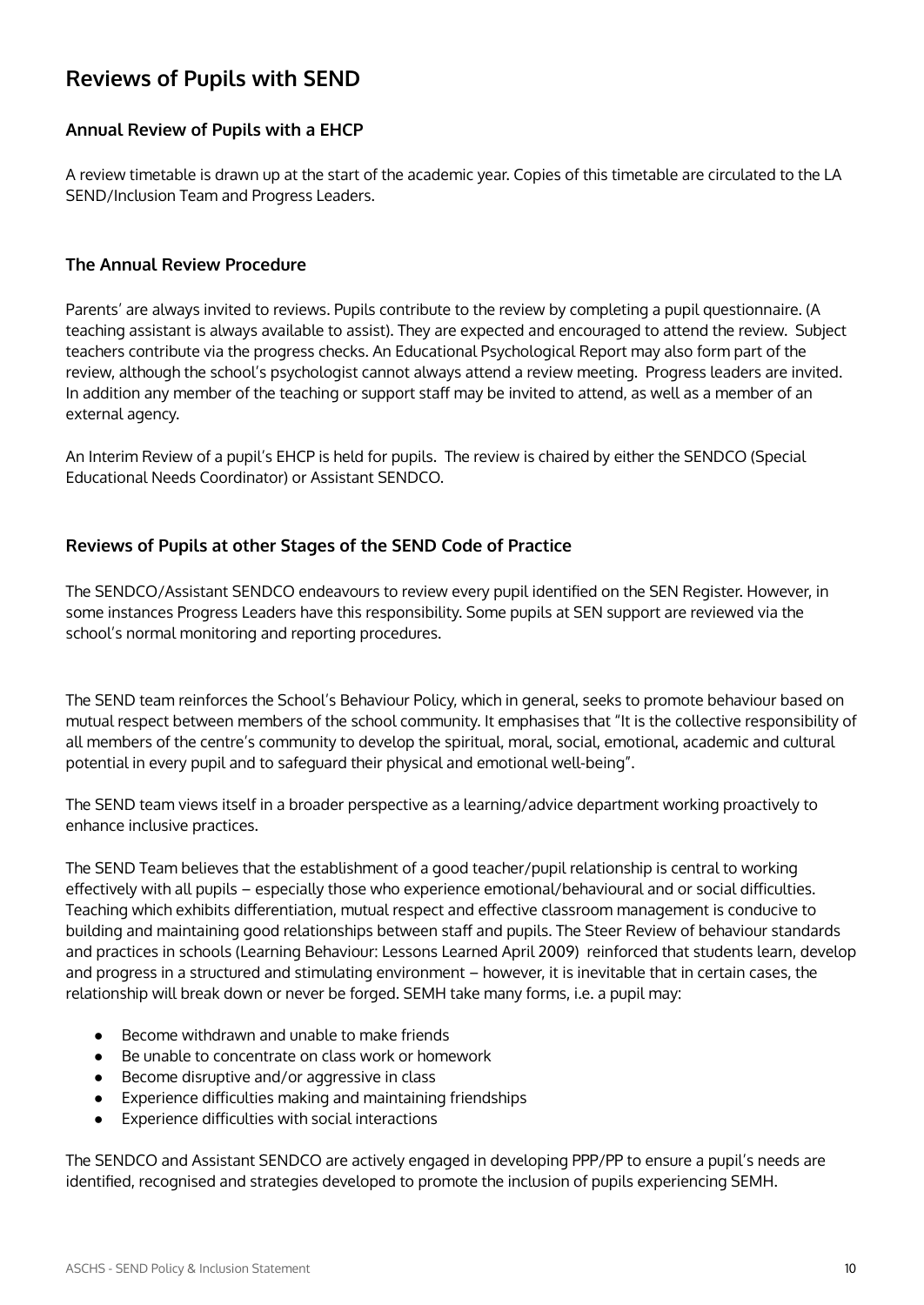## Reviews of Pupils with SEND

### Annual Review of Pupils with a EHCP

A review timetable is drawn up at the start of the academic year. Copies of this timetable are circulated to the LA SEND/Inclusion Team and Progress Leaders.

### The Annual Review Procedure

Parents' are always invited to reviews. Pupils contribute to the review by completing a pupil questionnaire. (A teaching assistant is always available to assist). They are expected and encouraged to attend the review. Subject teachers contribute via the progress checks. An Educational Psychological Report may also form part of the review, although the school's psychologist cannot always attend a review meeting. Progress leaders are invited. In addition any member of the teaching or support staff may be invited to attend, as well as a member of an external agency.

An Interim Review of a pupil's EHCP is held for pupils. The review is chaired by either the SENDCO (Special Educational Needs Coordinator) or Assistant SENDCO.

### Reviews of Pupils at other Stages of the SEND Code of Practice

The SENDCO/Assistant SENDCO endeavours to review every pupil identified on the SEN Register. However, in some instances Progress Leaders have this responsibility. Some pupils at SEN support are reviewed via the school's normal monitoring and reporting procedures.

The SEND team reinforces the School's Behaviour Policy, which in general, seeks to promote behaviour based on mutual respect between members of the school community. It emphasises that "It is the collective responsibility of all members of the centre's community to develop the spiritual, moral, social, emotional, academic and cultural potential in every pupil and to safeguard their physical and emotional well-being".

The SEND team views itself in a broader perspective as a learning/advice department working proactively to enhance inclusive practices.

The SEND Team believes that the establishment of a good teacher/pupil relationship is central to working effectively with all pupils – especially those who experience emotional/behavioural and or social difficulties. Teaching which exhibits differentiation, mutual respect and effective classroom management is conducive to building and maintaining good relationships between staff and pupils. The Steer Review of behaviour standards and practices in schools (Learning Behaviour: Lessons Learned April 2009) reinforced that students learn, develop and progress in a structured and stimulating environment – however, it is inevitable that in certain cases, the relationship will break down or never be forged. SEMH take many forms, i.e. a pupil may:

- Become withdrawn and unable to make friends
- Be unable to concentrate on class work or homework
- Become disruptive and/or aggressive in class
- Experience difficulties making and maintaining friendships
- Experience difficulties with social interactions

The SENDCO and Assistant SENDCO are actively engaged in developing PPP/PP to ensure a pupil's needs are identified, recognised and strategies developed to promote the inclusion of pupils experiencing SEMH.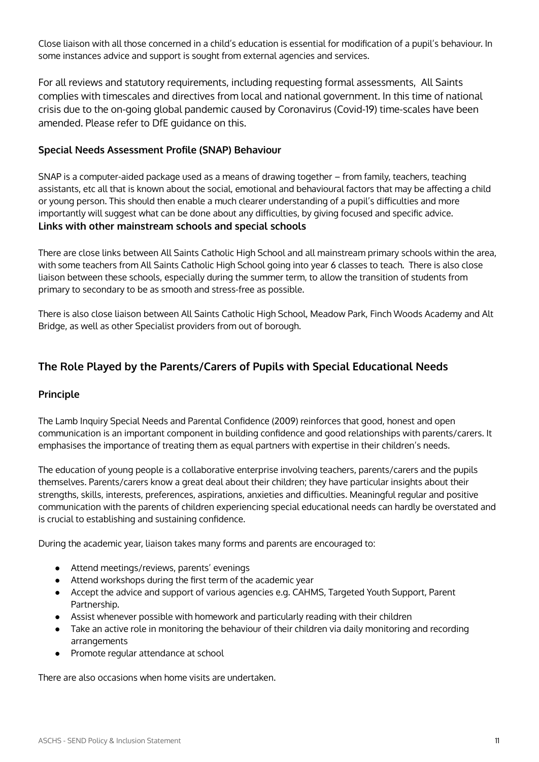Close liaison with all those concerned in a child's education is essential for modification of a pupil's behaviour. In some instances advice and support is sought from external agencies and services.

For all reviews and statutory requirements, including requesting formal assessments, All Saints complies with timescales and directives from local and national government. In this time of national crisis due to the on-going global pandemic caused by Coronavirus (Covid-19) time-scales have been amended. Please refer to DfE guidance on this.

### Special Needs Assessment Profile (SNAP) Behaviour

SNAP is a computer-aided package used as a means of drawing together – from family, teachers, teaching assistants, etc all that is known about the social, emotional and behavioural factors that may be affecting a child or young person. This should then enable a much clearer understanding of a pupil's difficulties and more importantly will suggest what can be done about any difficulties, by giving focused and specific advice.

### Links with other mainstream schools and special schools

There are close links between All Saints Catholic High School and all mainstream primary schools within the area, with some teachers from All Saints Catholic High School going into year 6 classes to teach. There is also close liaison between these schools, especially during the summer term, to allow the transition of students from primary to secondary to be as smooth and stress-free as possible.

There is also close liaison between All Saints Catholic High School, Meadow Park, Finch Woods Academy and Alt Bridge, as well as other Specialist providers from out of borough.

## The Role Played by the Parents/Carers of Pupils with Special Educational Needs

### Principle

The Lamb Inquiry Special Needs and Parental Confidence (2009) reinforces that good, honest and open communication is an important component in building confidence and good relationships with parents/carers. It emphasises the importance of treating them as equal partners with expertise in their children's needs.

The education of young people is a collaborative enterprise involving teachers, parents/carers and the pupils themselves. Parents/carers know a great deal about their children; they have particular insights about their strengths, skills, interests, preferences, aspirations, anxieties and difficulties. Meaningful regular and positive communication with the parents of children experiencing special educational needs can hardly be overstated and is crucial to establishing and sustaining confidence.

During the academic year, liaison takes many forms and parents are encouraged to:

- Attend meetings/reviews, parents' evenings
- Attend workshops during the first term of the academic year
- Accept the advice and support of various agencies e.g. CAHMS, Targeted Youth Support, Parent Partnership.
- Assist whenever possible with homework and particularly reading with their children
- Take an active role in monitoring the behaviour of their children via daily monitoring and recording arrangements
- Promote regular attendance at school

There are also occasions when home visits are undertaken.